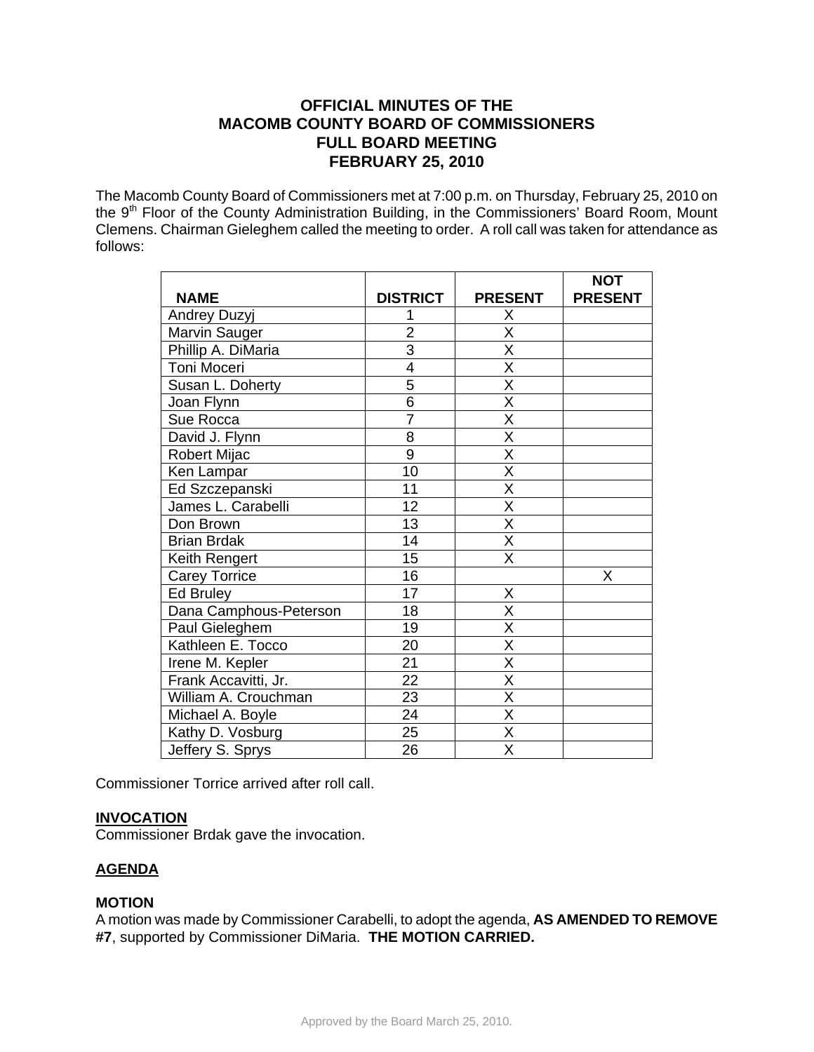# OFFICIAL MINUTES OF THE MACOMB COUNTY BOARD OF COMMISSIONERS FULL BOARD MEETING FEBRUARY 25, 2010

The Macomb County Board of Commissioners met at 7:00 p.m. on Thursday, February 25, 2010 on the 9th Floor of the County Administration Building, in the Commissioners' Board Room, Mount Clemens. Chairman Gieleghem called the meeting to order. A roll call was taken for attendance as follows:

| NAME | DISTRICT | PRESENT | NOT PRESENT |
|---|---|---|---|
| Andrey Duzyj | 1 | X | |
| Marvin Sauger | 2 | X | |
| Phillip A. DiMaria | 3 | X | |
| Toni Moceri | 4 | X | |
| Susan L. Doherty | 5 | X | |
| Joan Flynn | 6 | X | |
| Sue Rocca | 7 | X | |
| David J. Flynn | 8 | X | |
| Robert Mijac | 9 | X | |
| Ken Lampar | 10 | X | |
| Ed Szczepanski | 11 | X | |
| James L. Carabelli | 12 | X | |
| Don Brown | 13 | X | |
| Brian Brdak | 14 | X | |
| Keith Rengert | 15 | X | |
| Carey Torrice | 16 | | X |
| Ed Bruley | 17 | X | |
| Dana Camphous-Peterson | 18 | X | |
| Paul Gieleghem | 19 | X | |
| Kathleen E. Tocco | 20 | X | |
| Irene M. Kepler | 21 | X | |
| Frank Accavitti, Jr. | 22 | X | |
| William A. Crouchman | 23 | X | |
| Michael A. Boyle | 24 | X | |
| Kathy D. Vosburg | 25 | X | |
| Jeffery S. Sprys | 26 | X | |

Commissioner Torrice arrived after roll call.

**INVOCATION**

Commissioner Brdak gave the invocation.

**AGENDA**

**MOTION**

A motion was made by Commissioner Carabelli, to adopt the agenda, **AS AMENDED TO REMOVE #7**, supported by Commissioner DiMaria. **THE MOTION CARRIED.**

Approved by the Board March 25, 2010.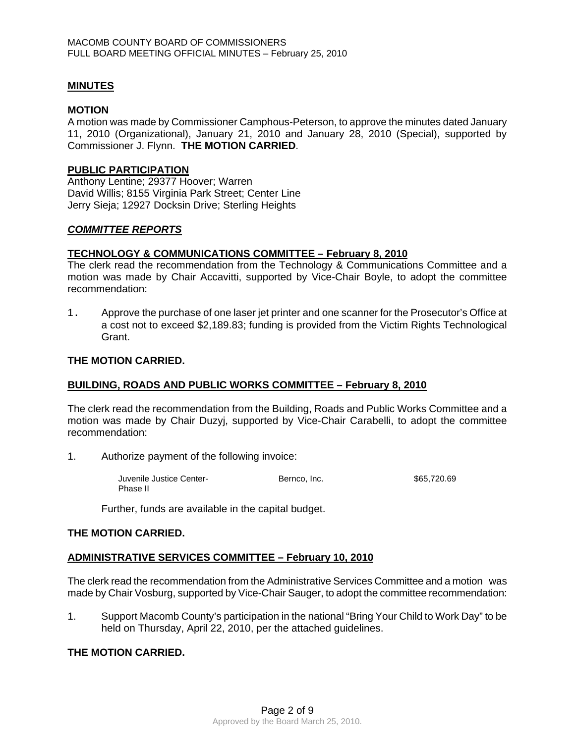## MINUTES

**MOTION**
A motion was made by Commissioner Camphous-Peterson, to approve the minutes dated January 11, 2010 (Organizational), January 21, 2010 and January 28, 2010 (Special), supported by Commissioner J. Flynn. **THE MOTION CARRIED**.

## PUBLIC PARTICIPATION

Anthony Lentine; 29377 Hoover; Warren
David Willis; 8155 Virginia Park Street; Center Line
Jerry Sieja; 12927 Docksin Drive; Sterling Heights

## *COMMITTEE REPORTS*

### TECHNOLOGY & COMMUNICATIONS COMMITTEE – February 8, 2010

The clerk read the recommendation from the Technology & Communications Committee and a motion was made by Chair Accavitti, supported by Vice-Chair Boyle, to adopt the committee recommendation:

1. Approve the purchase of one laser jet printer and one scanner for the Prosecutor's Office at a cost not to exceed $2,189.83; funding is provided from the Victim Rights Technological Grant.

**THE MOTION CARRIED.**

### BUILDING, ROADS AND PUBLIC WORKS COMMITTEE – February 8, 2010

The clerk read the recommendation from the Building, Roads and Public Works Committee and a motion was made by Chair Duzyj, supported by Vice-Chair Carabelli, to adopt the committee recommendation:

1. Authorize payment of the following invoice:

| | | |
|---|---|---|
| Juvenile Justice Center-Phase II | Bernco, Inc. | $65,720.69 |

Further, funds are available in the capital budget.

**THE MOTION CARRIED.**

### ADMINISTRATIVE SERVICES COMMITTEE – February 10, 2010

The clerk read the recommendation from the Administrative Services Committee and a motion was made by Chair Vosburg, supported by Vice-Chair Sauger, to adopt the committee recommendation:

1. Support Macomb County's participation in the national "Bring Your Child to Work Day" to be held on Thursday, April 22, 2010, per the attached guidelines.

**THE MOTION CARRIED.**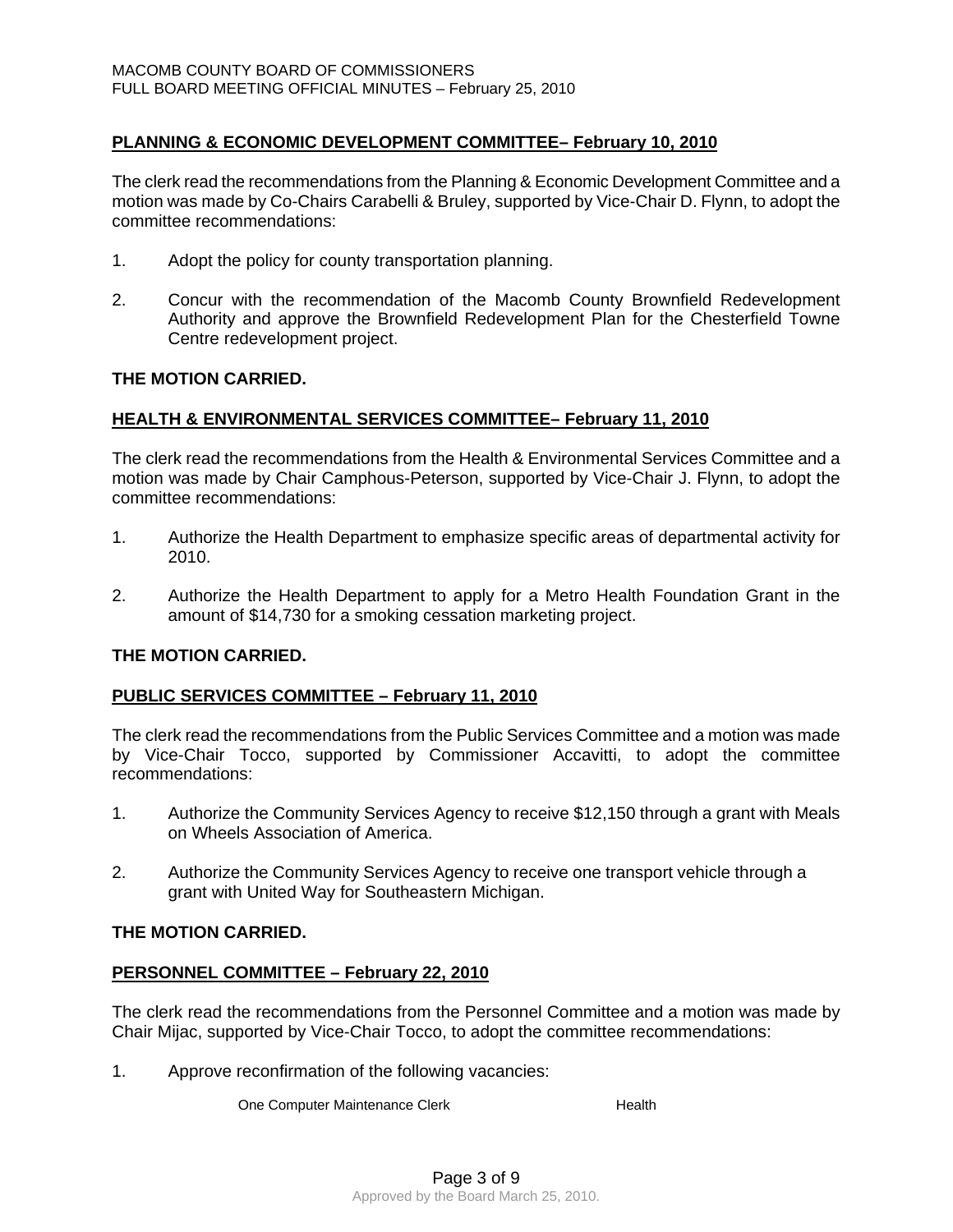## PLANNING & ECONOMIC DEVELOPMENT COMMITTEE– February 10, 2010

The clerk read the recommendations from the Planning & Economic Development Committee and a motion was made by Co-Chairs Carabelli & Bruley, supported by Vice-Chair D. Flynn, to adopt the committee recommendations:

1. Adopt the policy for county transportation planning.

2. Concur with the recommendation of the Macomb County Brownfield Redevelopment Authority and approve the Brownfield Redevelopment Plan for the Chesterfield Towne Centre redevelopment project.

**THE MOTION CARRIED.**

## HEALTH & ENVIRONMENTAL SERVICES COMMITTEE– February 11, 2010

The clerk read the recommendations from the Health & Environmental Services Committee and a motion was made by Chair Camphous-Peterson, supported by Vice-Chair J. Flynn, to adopt the committee recommendations:

1. Authorize the Health Department to emphasize specific areas of departmental activity for 2010.

2. Authorize the Health Department to apply for a Metro Health Foundation Grant in the amount of $14,730 for a smoking cessation marketing project.

**THE MOTION CARRIED.**

## PUBLIC SERVICES COMMITTEE – February 11, 2010

The clerk read the recommendations from the Public Services Committee and a motion was made by Vice-Chair Tocco, supported by Commissioner Accavitti, to adopt the committee recommendations:

1. Authorize the Community Services Agency to receive $12,150 through a grant with Meals on Wheels Association of America.

2. Authorize the Community Services Agency to receive one transport vehicle through a grant with United Way for Southeastern Michigan.

**THE MOTION CARRIED.**

## PERSONNEL COMMITTEE – February 22, 2010

The clerk read the recommendations from the Personnel Committee and a motion was made by Chair Mijac, supported by Vice-Chair Tocco, to adopt the committee recommendations:

1. Approve reconfirmation of the following vacancies:

| | |
|---|---|
| One Computer Maintenance Clerk | Health |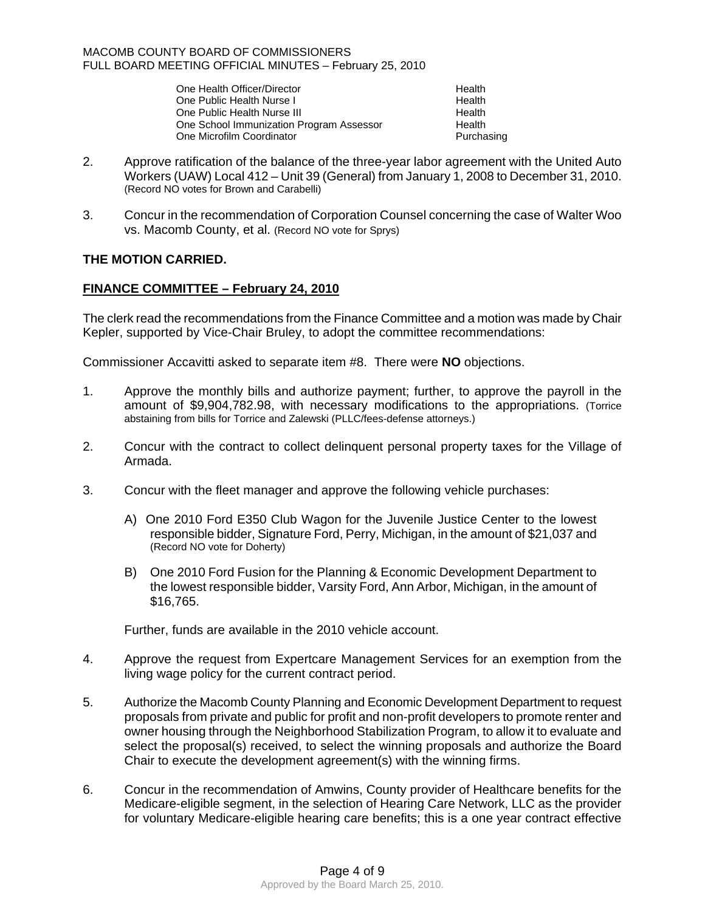| | |
|---|---|
| One Health Officer/Director | Health |
| One Public Health Nurse I | Health |
| One Public Health Nurse III | Health |
| One School Immunization Program Assessor | Health |
| One Microfilm Coordinator | Purchasing |

2. Approve ratification of the balance of the three-year labor agreement with the United Auto Workers (UAW) Local 412 – Unit 39 (General) from January 1, 2008 to December 31, 2010. (Record NO votes for Brown and Carabelli)

3. Concur in the recommendation of Corporation Counsel concerning the case of Walter Woo vs. Macomb County, et al. (Record NO vote for Sprys)

**THE MOTION CARRIED.**

**FINANCE COMMITTEE – February 24, 2010**

The clerk read the recommendations from the Finance Committee and a motion was made by Chair Kepler, supported by Vice-Chair Bruley, to adopt the committee recommendations:

Commissioner Accavitti asked to separate item #8. There were **NO** objections.

1. Approve the monthly bills and authorize payment; further, to approve the payroll in the amount of $9,904,782.98, with necessary modifications to the appropriations. (Torrice abstaining from bills for Torrice and Zalewski (PLLC/fees-defense attorneys.)

2. Concur with the contract to collect delinquent personal property taxes for the Village of Armada.

3. Concur with the fleet manager and approve the following vehicle purchases:

   A) One 2010 Ford E350 Club Wagon for the Juvenile Justice Center to the lowest responsible bidder, Signature Ford, Perry, Michigan, in the amount of $21,037 and (Record NO vote for Doherty)

   B) One 2010 Ford Fusion for the Planning & Economic Development Department to the lowest responsible bidder, Varsity Ford, Ann Arbor, Michigan, in the amount of $16,765.

   Further, funds are available in the 2010 vehicle account.

4. Approve the request from Expertcare Management Services for an exemption from the living wage policy for the current contract period.

5. Authorize the Macomb County Planning and Economic Development Department to request proposals from private and public for profit and non-profit developers to promote renter and owner housing through the Neighborhood Stabilization Program, to allow it to evaluate and select the proposal(s) received, to select the winning proposals and authorize the Board Chair to execute the development agreement(s) with the winning firms.

6. Concur in the recommendation of Amwins, County provider of Healthcare benefits for the Medicare-eligible segment, in the selection of Hearing Care Network, LLC as the provider for voluntary Medicare-eligible hearing care benefits; this is a one year contract effective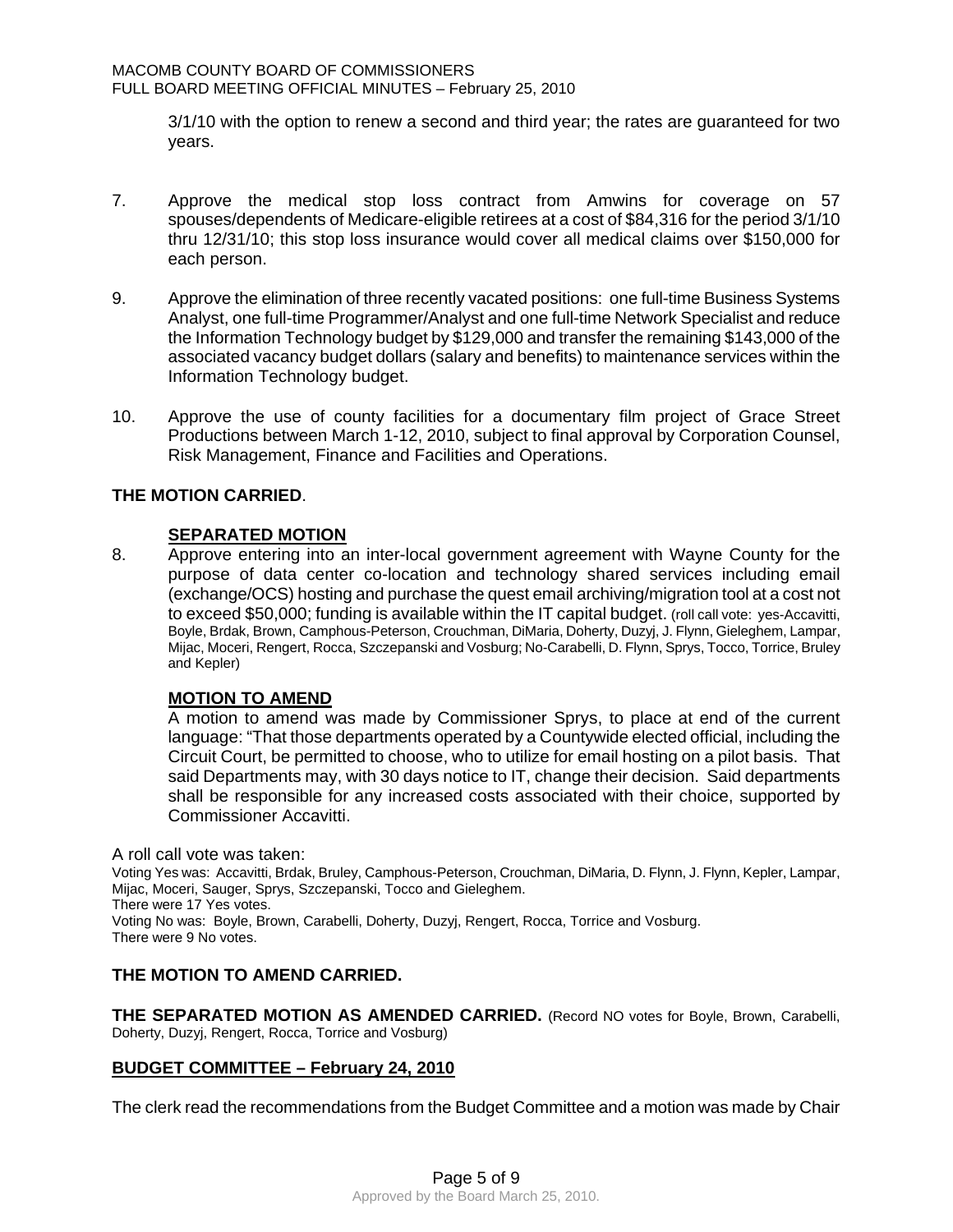3/1/10 with the option to renew a second and third year; the rates are guaranteed for two years.

7. Approve the medical stop loss contract from Amwins for coverage on 57 spouses/dependents of Medicare-eligible retirees at a cost of $84,316 for the period 3/1/10 thru 12/31/10; this stop loss insurance would cover all medical claims over $150,000 for each person.

9. Approve the elimination of three recently vacated positions: one full-time Business Systems Analyst, one full-time Programmer/Analyst and one full-time Network Specialist and reduce the Information Technology budget by $129,000 and transfer the remaining $143,000 of the associated vacancy budget dollars (salary and benefits) to maintenance services within the Information Technology budget.

10. Approve the use of county facilities for a documentary film project of Grace Street Productions between March 1-12, 2010, subject to final approval by Corporation Counsel, Risk Management, Finance and Facilities and Operations.

**THE MOTION CARRIED**.

**SEPARATED MOTION**

8. Approve entering into an inter-local government agreement with Wayne County for the purpose of data center co-location and technology shared services including email (exchange/OCS) hosting and purchase the quest email archiving/migration tool at a cost not to exceed $50,000; funding is available within the IT capital budget. (roll call vote: yes-Accavitti, Boyle, Brdak, Brown, Camphous-Peterson, Crouchman, DiMaria, Doherty, Duzyj, J. Flynn, Gieleghem, Lampar, Mijac, Moceri, Rengert, Rocca, Szczepanski and Vosburg; No-Carabelli, D. Flynn, Sprys, Tocco, Torrice, Bruley and Kepler)

**MOTION TO AMEND**

A motion to amend was made by Commissioner Sprys, to place at end of the current language: "That those departments operated by a Countywide elected official, including the Circuit Court, be permitted to choose, who to utilize for email hosting on a pilot basis. That said Departments may, with 30 days notice to IT, change their decision. Said departments shall be responsible for any increased costs associated with their choice, supported by Commissioner Accavitti.

A roll call vote was taken:

Voting Yes was: Accavitti, Brdak, Bruley, Camphous-Peterson, Crouchman, DiMaria, D. Flynn, J. Flynn, Kepler, Lampar, Mijac, Moceri, Sauger, Sprys, Szczepanski, Tocco and Gieleghem.
There were 17 Yes votes.
Voting No was: Boyle, Brown, Carabelli, Doherty, Duzyj, Rengert, Rocca, Torrice and Vosburg.
There were 9 No votes.

**THE MOTION TO AMEND CARRIED.**

**THE SEPARATED MOTION AS AMENDED CARRIED.** (Record NO votes for Boyle, Brown, Carabelli, Doherty, Duzyj, Rengert, Rocca, Torrice and Vosburg)

**BUDGET COMMITTEE – February 24, 2010**

The clerk read the recommendations from the Budget Committee and a motion was made by Chair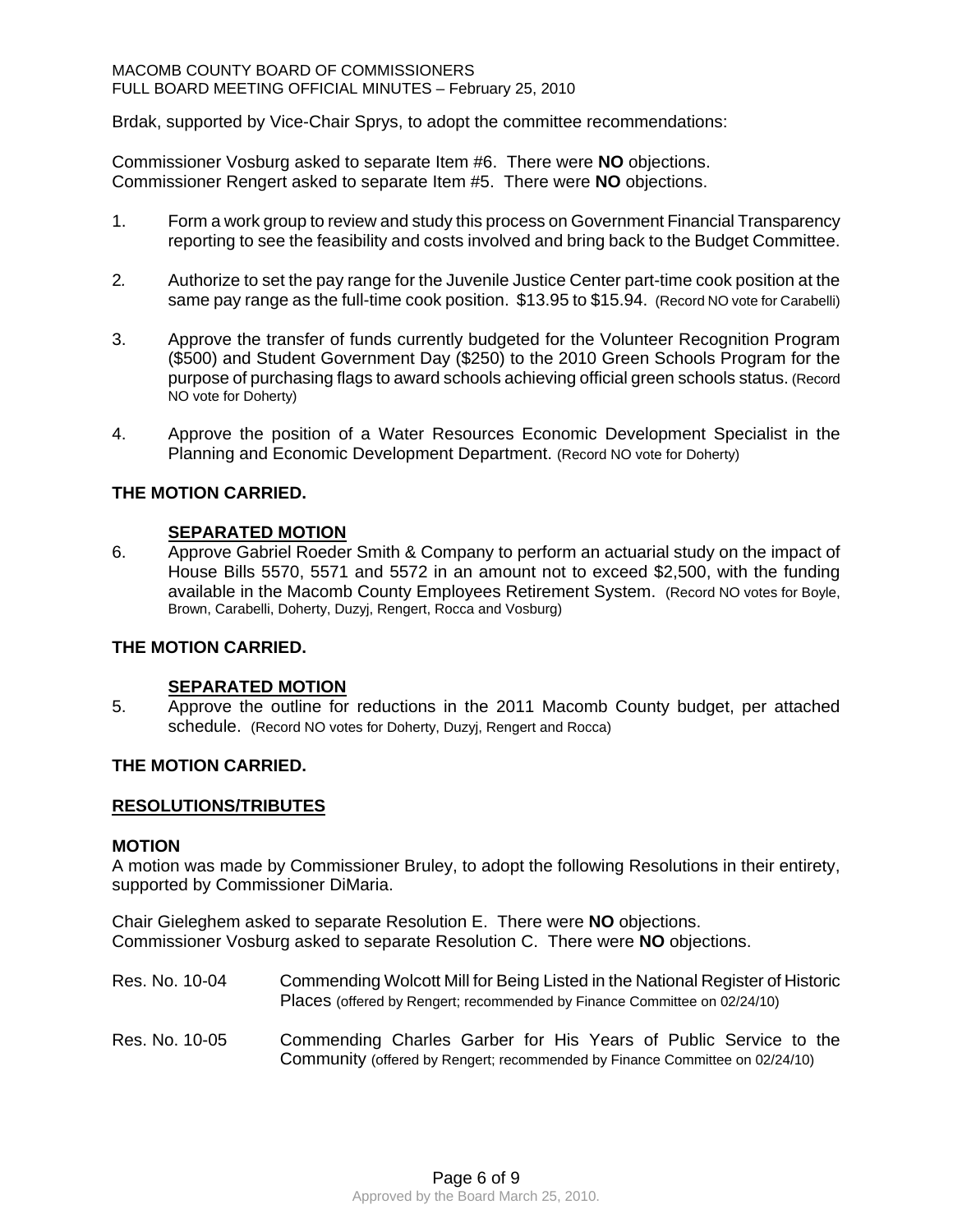Brdak, supported by Vice-Chair Sprys, to adopt the committee recommendations:

Commissioner Vosburg asked to separate Item #6. There were **NO** objections.
Commissioner Rengert asked to separate Item #5. There were **NO** objections.

1. Form a work group to review and study this process on Government Financial Transparency reporting to see the feasibility and costs involved and bring back to the Budget Committee.

2. Authorize to set the pay range for the Juvenile Justice Center part-time cook position at the same pay range as the full-time cook position. $13.95 to $15.94. (Record NO vote for Carabelli)

3. Approve the transfer of funds currently budgeted for the Volunteer Recognition Program ($500) and Student Government Day ($250) to the 2010 Green Schools Program for the purpose of purchasing flags to award schools achieving official green schools status. (Record NO vote for Doherty)

4. Approve the position of a Water Resources Economic Development Specialist in the Planning and Economic Development Department. (Record NO vote for Doherty)

**THE MOTION CARRIED.**

**SEPARATED MOTION**

6. Approve Gabriel Roeder Smith & Company to perform an actuarial study on the impact of House Bills 5570, 5571 and 5572 in an amount not to exceed $2,500, with the funding available in the Macomb County Employees Retirement System. (Record NO votes for Boyle, Brown, Carabelli, Doherty, Duzyj, Rengert, Rocca and Vosburg)

**THE MOTION CARRIED.**

**SEPARATED MOTION**

5. Approve the outline for reductions in the 2011 Macomb County budget, per attached schedule. (Record NO votes for Doherty, Duzyj, Rengert and Rocca)

**THE MOTION CARRIED.**

## RESOLUTIONS/TRIBUTES

**MOTION**

A motion was made by Commissioner Bruley, to adopt the following Resolutions in their entirety, supported by Commissioner DiMaria.

Chair Gieleghem asked to separate Resolution E. There were **NO** objections.
Commissioner Vosburg asked to separate Resolution C. There were **NO** objections.

Res. No. 10-04 — Commending Wolcott Mill for Being Listed in the National Register of Historic Places (offered by Rengert; recommended by Finance Committee on 02/24/10)

Res. No. 10-05 — Commending Charles Garber for His Years of Public Service to the Community (offered by Rengert; recommended by Finance Committee on 02/24/10)

Approved by the Board March 25, 2010.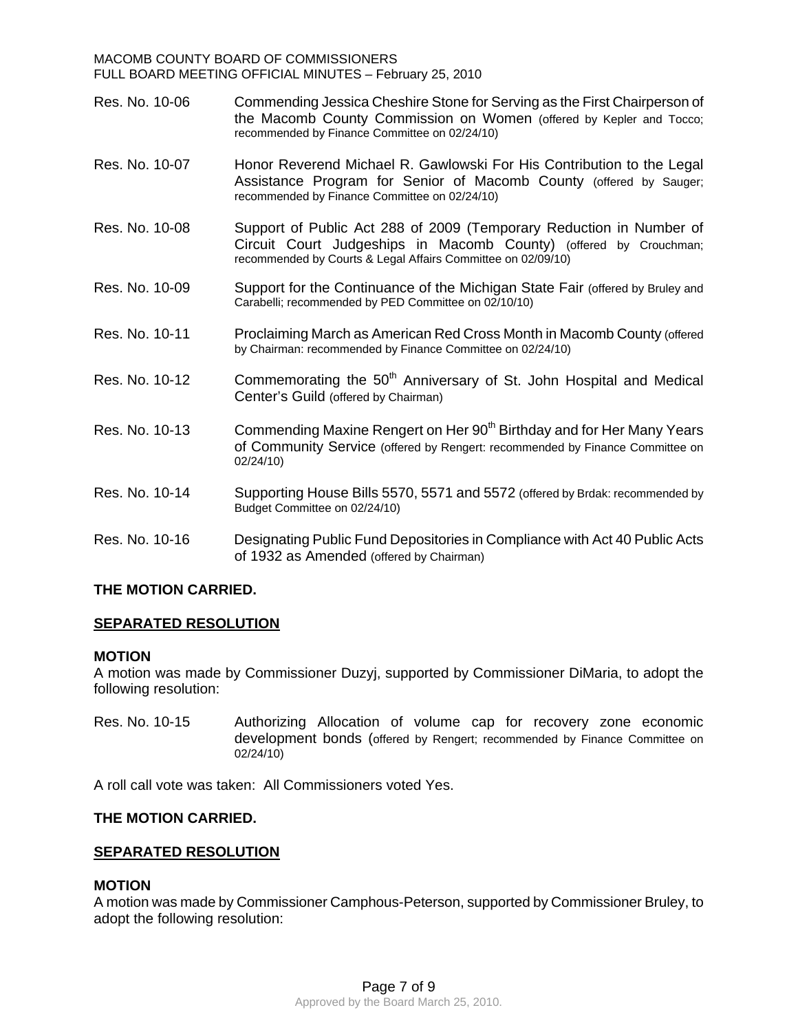Res. No. 10-06 Commending Jessica Cheshire Stone for Serving as the First Chairperson of the Macomb County Commission on Women (offered by Kepler and Tocco; recommended by Finance Committee on 02/24/10)

Res. No. 10-07 Honor Reverend Michael R. Gawlowski For His Contribution to the Legal Assistance Program for Senior of Macomb County (offered by Sauger; recommended by Finance Committee on 02/24/10)

Res. No. 10-08 Support of Public Act 288 of 2009 (Temporary Reduction in Number of Circuit Court Judgeships in Macomb County) (offered by Crouchman; recommended by Courts & Legal Affairs Committee on 02/09/10)

Res. No. 10-09 Support for the Continuance of the Michigan State Fair (offered by Bruley and Carabelli; recommended by PED Committee on 02/10/10)

Res. No. 10-11 Proclaiming March as American Red Cross Month in Macomb County (offered by Chairman: recommended by Finance Committee on 02/24/10)

Res. No. 10-12 Commemorating the 50th Anniversary of St. John Hospital and Medical Center's Guild (offered by Chairman)

Res. No. 10-13 Commending Maxine Rengert on Her 90th Birthday and for Her Many Years of Community Service (offered by Rengert: recommended by Finance Committee on 02/24/10)

Res. No. 10-14 Supporting House Bills 5570, 5571 and 5572 (offered by Brdak: recommended by Budget Committee on 02/24/10)

Res. No. 10-16 Designating Public Fund Depositories in Compliance with Act 40 Public Acts of 1932 as Amended (offered by Chairman)

**THE MOTION CARRIED.**

**SEPARATED RESOLUTION**

**MOTION**

A motion was made by Commissioner Duzyj, supported by Commissioner DiMaria, to adopt the following resolution:

Res. No. 10-15 Authorizing Allocation of volume cap for recovery zone economic development bonds (offered by Rengert; recommended by Finance Committee on 02/24/10)

A roll call vote was taken: All Commissioners voted Yes.

**THE MOTION CARRIED.**

**SEPARATED RESOLUTION**

**MOTION**

A motion was made by Commissioner Camphous-Peterson, supported by Commissioner Bruley, to adopt the following resolution: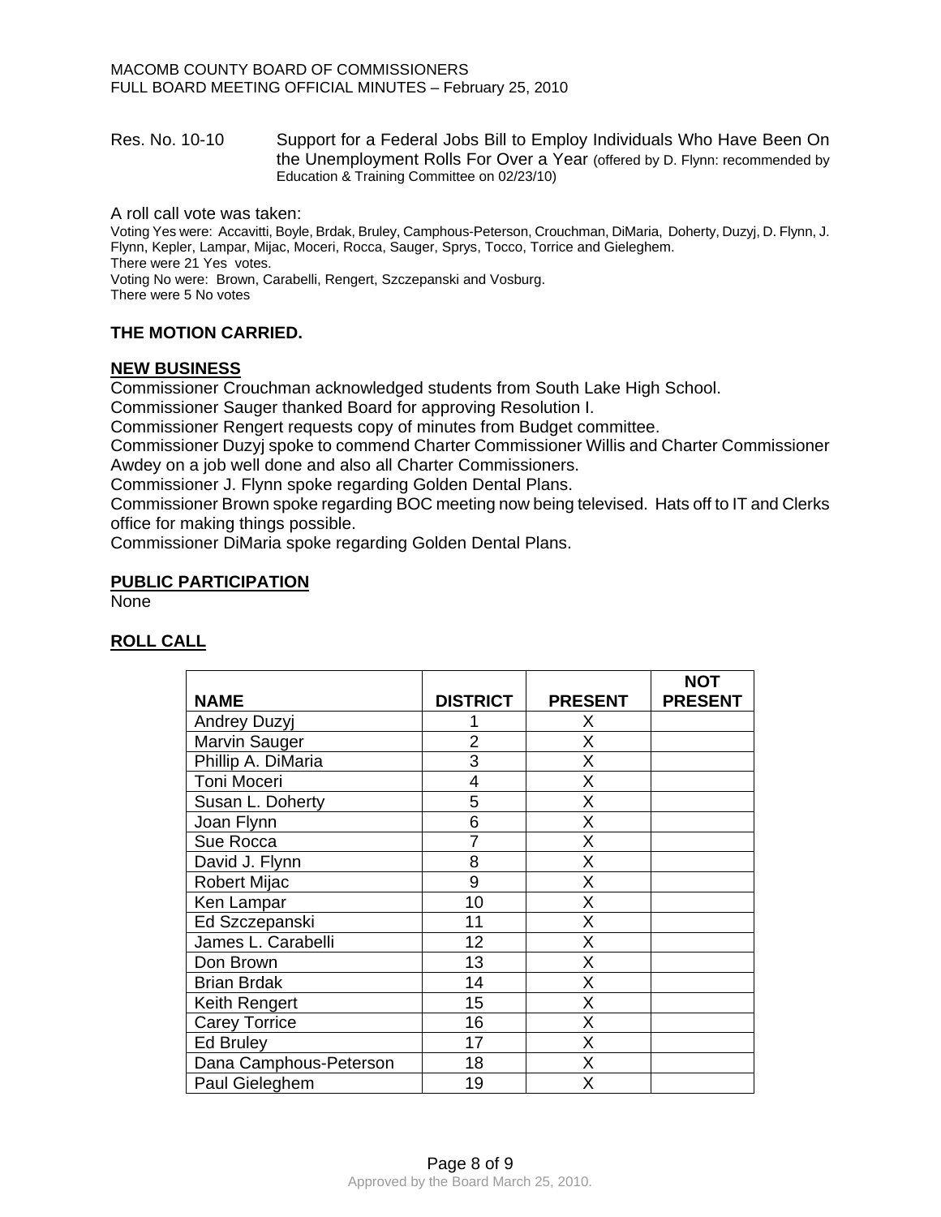Res. No. 10-10 Support for a Federal Jobs Bill to Employ Individuals Who Have Been On the Unemployment Rolls For Over a Year (offered by D. Flynn: recommended by Education & Training Committee on 02/23/10)

A roll call vote was taken:

Voting Yes were: Accavitti, Boyle, Brdak, Bruley, Camphous-Peterson, Crouchman, DiMaria, Doherty, Duzyj, D. Flynn, J. Flynn, Kepler, Lampar, Mijac, Moceri, Rocca, Sauger, Sprys, Tocco, Torrice and Gieleghem.
There were 21 Yes votes.
Voting No were: Brown, Carabelli, Rengert, Szczepanski and Vosburg.
There were 5 No votes

**THE MOTION CARRIED.**

## NEW BUSINESS

Commissioner Crouchman acknowledged students from South Lake High School.
Commissioner Sauger thanked Board for approving Resolution I.
Commissioner Rengert requests copy of minutes from Budget committee.
Commissioner Duzyj spoke to commend Charter Commissioner Willis and Charter Commissioner Awdey on a job well done and also all Charter Commissioners.
Commissioner J. Flynn spoke regarding Golden Dental Plans.
Commissioner Brown spoke regarding BOC meeting now being televised. Hats off to IT and Clerks office for making things possible.
Commissioner DiMaria spoke regarding Golden Dental Plans.

## PUBLIC PARTICIPATION

None

## ROLL CALL

| NAME | DISTRICT | PRESENT | NOT PRESENT |
|---|---|---|---|
| Andrey Duzyj | 1 | X | |
| Marvin Sauger | 2 | X | |
| Phillip A. DiMaria | 3 | X | |
| Toni Moceri | 4 | X | |
| Susan L. Doherty | 5 | X | |
| Joan Flynn | 6 | X | |
| Sue Rocca | 7 | X | |
| David J. Flynn | 8 | X | |
| Robert Mijac | 9 | X | |
| Ken Lampar | 10 | X | |
| Ed Szczepanski | 11 | X | |
| James L. Carabelli | 12 | X | |
| Don Brown | 13 | X | |
| Brian Brdak | 14 | X | |
| Keith Rengert | 15 | X | |
| Carey Torrice | 16 | X | |
| Ed Bruley | 17 | X | |
| Dana Camphous-Peterson | 18 | X | |
| Paul Gieleghem | 19 | X | |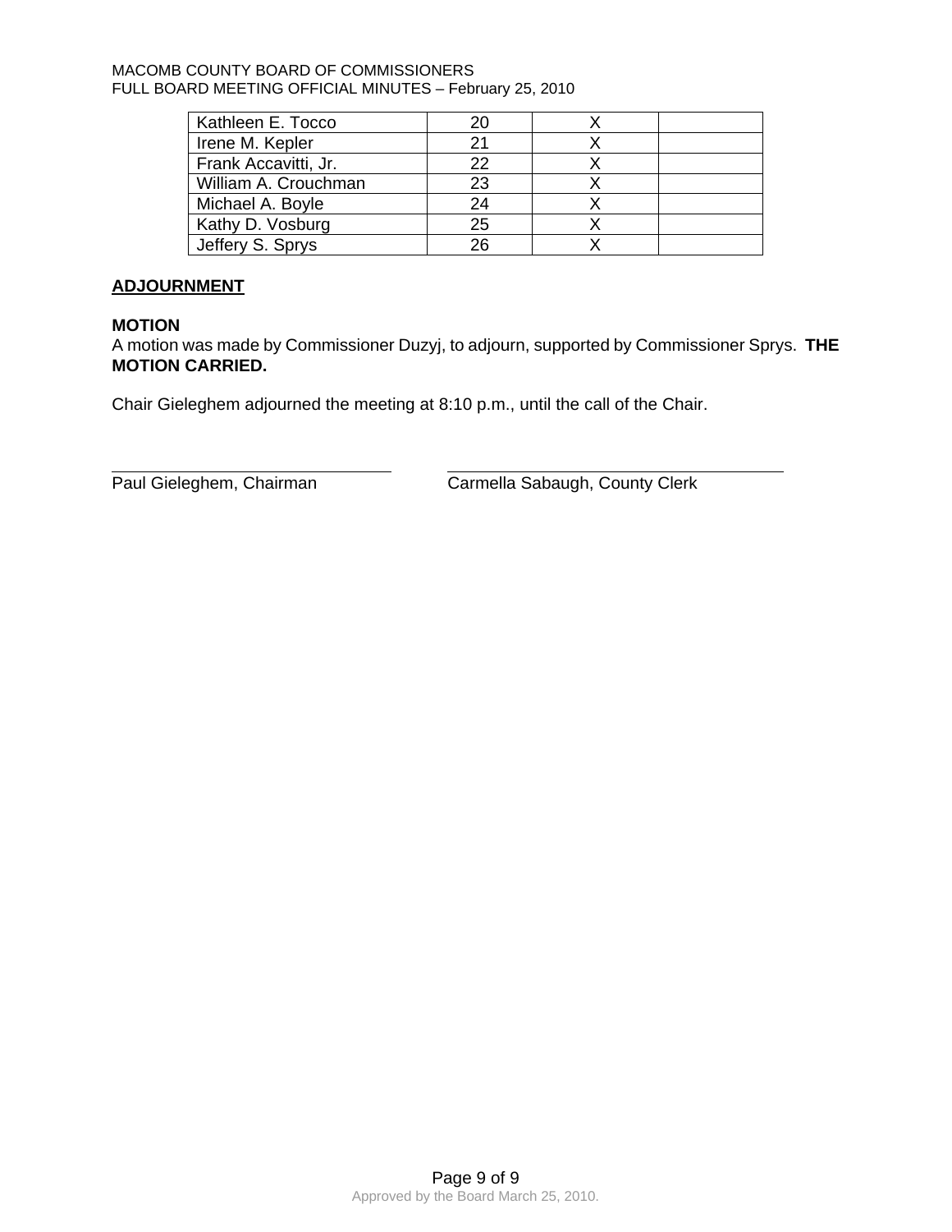| | | | |
|---|---|---|---|
| Kathleen E. Tocco | 20 | X | |
| Irene M. Kepler | 21 | X | |
| Frank Accavitti, Jr. | 22 | X | |
| William A. Crouchman | 23 | X | |
| Michael A. Boyle | 24 | X | |
| Kathy D. Vosburg | 25 | X | |
| Jeffery S. Sprys | 26 | X | |

**ADJOURNMENT**

**MOTION**
A motion was made by Commissioner Duzyj, to adjourn, supported by Commissioner Sprys. **THE MOTION CARRIED.**

Chair Gieleghem adjourned the meeting at 8:10 p.m., until the call of the Chair.

Paul Gieleghem, Chairman

Carmella Sabaugh, County Clerk

Approved by the Board March 25, 2010.